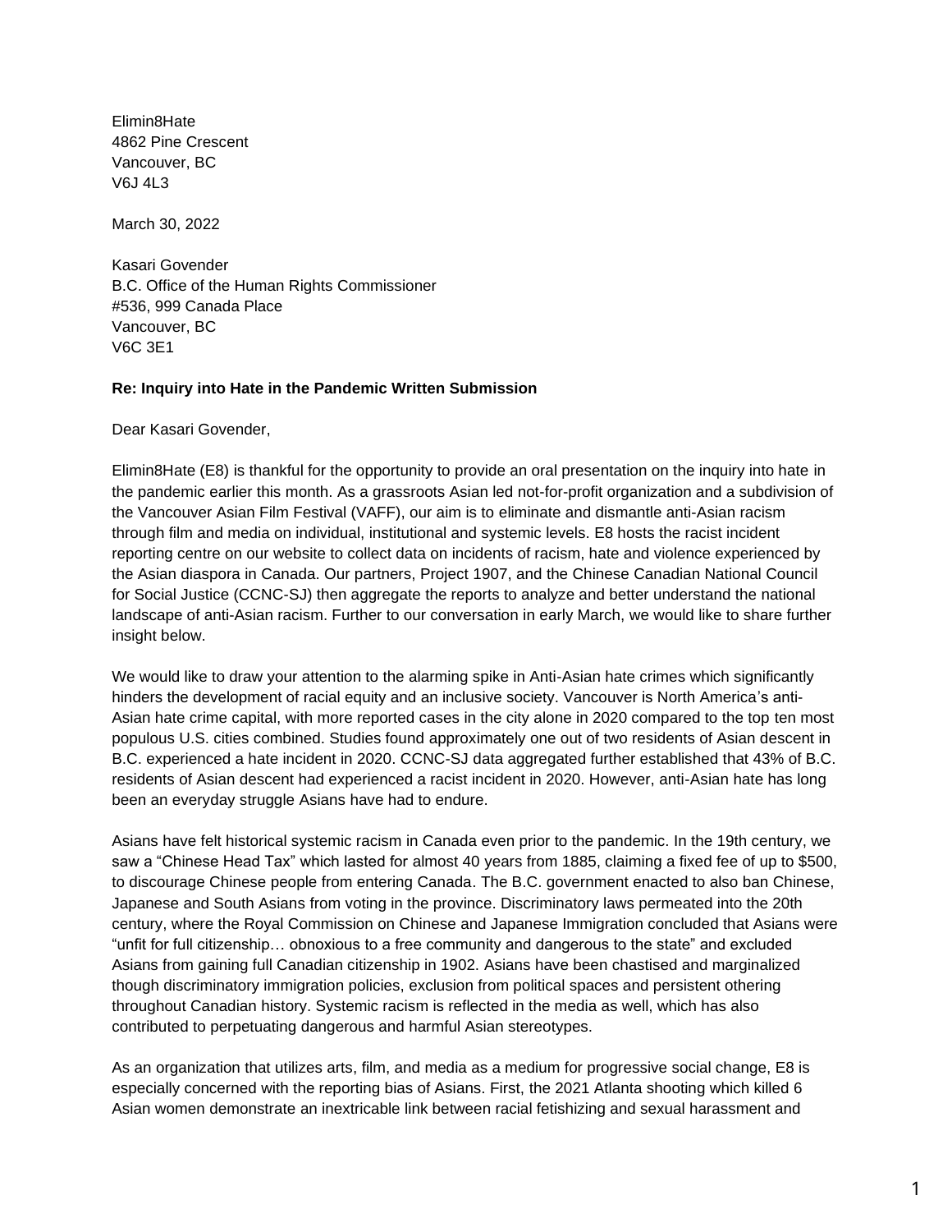Elimin8Hate
4862 Pine Crescent
Vancouver, BC
V6J 4L3

March 30, 2022

Kasari Govender
B.C. Office of the Human Rights Commissioner
#536, 999 Canada Place
Vancouver, BC
V6C 3E1

**Re: Inquiry into Hate in the Pandemic Written Submission**

Dear Kasari Govender,

Elimin8Hate (E8) is thankful for the opportunity to provide an oral presentation on the inquiry into hate in the pandemic earlier this month. As a grassroots Asian led not-for-profit organization and a subdivision of the Vancouver Asian Film Festival (VAFF), our aim is to eliminate and dismantle anti-Asian racism through film and media on individual, institutional and systemic levels. E8 hosts the racist incident reporting centre on our website to collect data on incidents of racism, hate and violence experienced by the Asian diaspora in Canada. Our partners, Project 1907, and the Chinese Canadian National Council for Social Justice (CCNC-SJ) then aggregate the reports to analyze and better understand the national landscape of anti-Asian racism. Further to our conversation in early March, we would like to share further insight below.

We would like to draw your attention to the alarming spike in Anti-Asian hate crimes which significantly hinders the development of racial equity and an inclusive society. Vancouver is North America's anti-Asian hate crime capital, with more reported cases in the city alone in 2020 compared to the top ten most populous U.S. cities combined. Studies found approximately one out of two residents of Asian descent in B.C. experienced a hate incident in 2020. CCNC-SJ data aggregated further established that 43% of B.C. residents of Asian descent had experienced a racist incident in 2020. However, anti-Asian hate has long been an everyday struggle Asians have had to endure.

Asians have felt historical systemic racism in Canada even prior to the pandemic. In the 19th century, we saw a "Chinese Head Tax" which lasted for almost 40 years from 1885, claiming a fixed fee of up to $500, to discourage Chinese people from entering Canada. The B.C. government enacted to also ban Chinese, Japanese and South Asians from voting in the province. Discriminatory laws permeated into the 20th century, where the Royal Commission on Chinese and Japanese Immigration concluded that Asians were "unfit for full citizenship… obnoxious to a free community and dangerous to the state" and excluded Asians from gaining full Canadian citizenship in 1902. Asians have been chastised and marginalized though discriminatory immigration policies, exclusion from political spaces and persistent othering throughout Canadian history. Systemic racism is reflected in the media as well, which has also contributed to perpetuating dangerous and harmful Asian stereotypes.

As an organization that utilizes arts, film, and media as a medium for progressive social change, E8 is especially concerned with the reporting bias of Asians. First, the 2021 Atlanta shooting which killed 6 Asian women demonstrate an inextricable link between racial fetishizing and sexual harassment and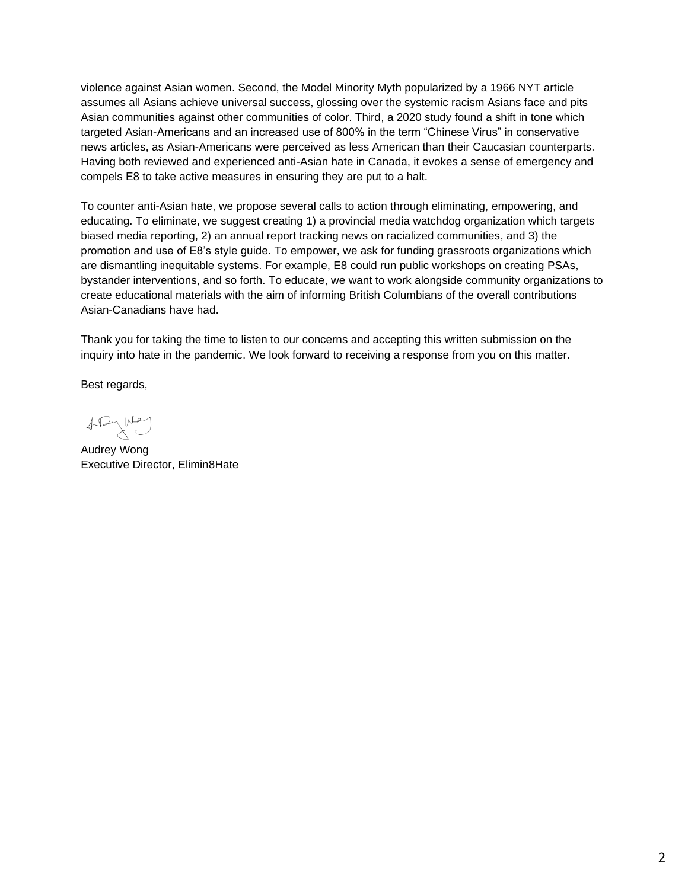violence against Asian women. Second, the Model Minority Myth popularized by a 1966 NYT article assumes all Asians achieve universal success, glossing over the systemic racism Asians face and pits Asian communities against other communities of color. Third, a 2020 study found a shift in tone which targeted Asian-Americans and an increased use of 800% in the term "Chinese Virus" in conservative news articles, as Asian-Americans were perceived as less American than their Caucasian counterparts. Having both reviewed and experienced anti-Asian hate in Canada, it evokes a sense of emergency and compels E8 to take active measures in ensuring they are put to a halt.

To counter anti-Asian hate, we propose several calls to action through eliminating, empowering, and educating. To eliminate, we suggest creating 1) a provincial media watchdog organization which targets biased media reporting, 2) an annual report tracking news on racialized communities, and 3) the promotion and use of E8's style guide. To empower, we ask for funding grassroots organizations which are dismantling inequitable systems. For example, E8 could run public workshops on creating PSAs, bystander interventions, and so forth. To educate, we want to work alongside community organizations to create educational materials with the aim of informing British Columbians of the overall contributions Asian-Canadians have had.

Thank you for taking the time to listen to our concerns and accepting this written submission on the inquiry into hate in the pandemic. We look forward to receiving a response from you on this matter.

Best regards,

Audrey Wong
Executive Director, Elimin8Hate